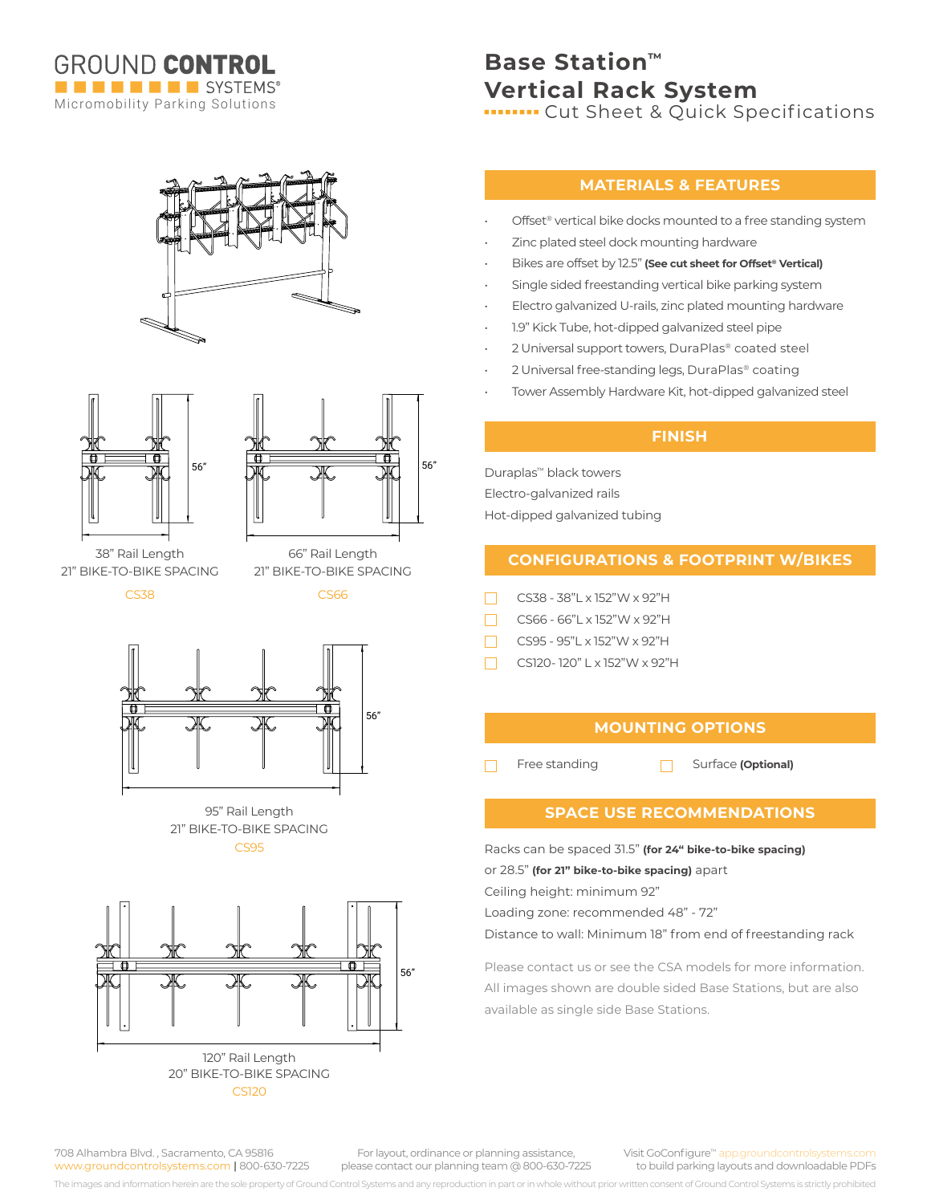GROUND CONTROL SYSTEMS®
Micromobility Parking Solutions

# Base Station™ Vertical Rack System

Cut Sheet & Quick Specifications

56"

38" Rail Length
21" BIKE-TO-BIKE SPACING
CS38

56"

66" Rail Length
21" BIKE-TO-BIKE SPACING
CS66

56"

95" Rail Length
21" BIKE-TO-BIKE SPACING
CS95

56"

120" Rail Length
20" BIKE-TO-BIKE SPACING
CS120

## MATERIALS & FEATURES

- Offset® vertical bike docks mounted to a free standing system
- Zinc plated steel dock mounting hardware
- Bikes are offset by 12.5" **(See cut sheet for Offset® Vertical)**
- Single sided freestanding vertical bike parking system
- Electro galvanized U-rails, zinc plated mounting hardware
- 1.9" Kick Tube, hot-dipped galvanized steel pipe
- 2 Universal support towers, DuraPlas® coated steel
- 2 Universal free-standing legs, DuraPlas® coating
- Tower Assembly Hardware Kit, hot-dipped galvanized steel

## FINISH

Duraplas™ black towers
Electro-galvanized rails
Hot-dipped galvanized tubing

## CONFIGURATIONS & FOOTPRINT W/BIKES

- ☐ CS38 - 38"L x 152"W x 92"H
- ☐ CS66 - 66"L x 152"W x 92"H
- ☐ CS95 - 95"L x 152"W x 92"H
- ☐ CS120- 120" L x 152"W x 92"H

## MOUNTING OPTIONS

☐ Free standing ☐ Surface **(Optional)**

## SPACE USE RECOMMENDATIONS

Racks can be spaced 31.5" **(for 24" bike-to-bike spacing)** or 28.5" **(for 21" bike-to-bike spacing)** apart
Ceiling height: minimum 92"
Loading zone: recommended 48" - 72"
Distance to wall: Minimum 18" from end of freestanding rack

Please contact us or see the CSA models for more information. All images shown are double sided Base Stations, but are also available as single side Base Stations.

708 Alhambra Blvd. , Sacramento, CA 95816
www.groundcontrolsystems.com | 800-630-7225

For layout, ordinance or planning assistance, please contact our planning team @ 800-630-7225

Visit GoConfigure™ app.groundcontrolsystems.com to build parking layouts and downloadable PDFs

The images and information herein are the sole property of Ground Control Systems and any reproduction in part or in whole without prior written consent of Ground Control Systems is strictly prohibited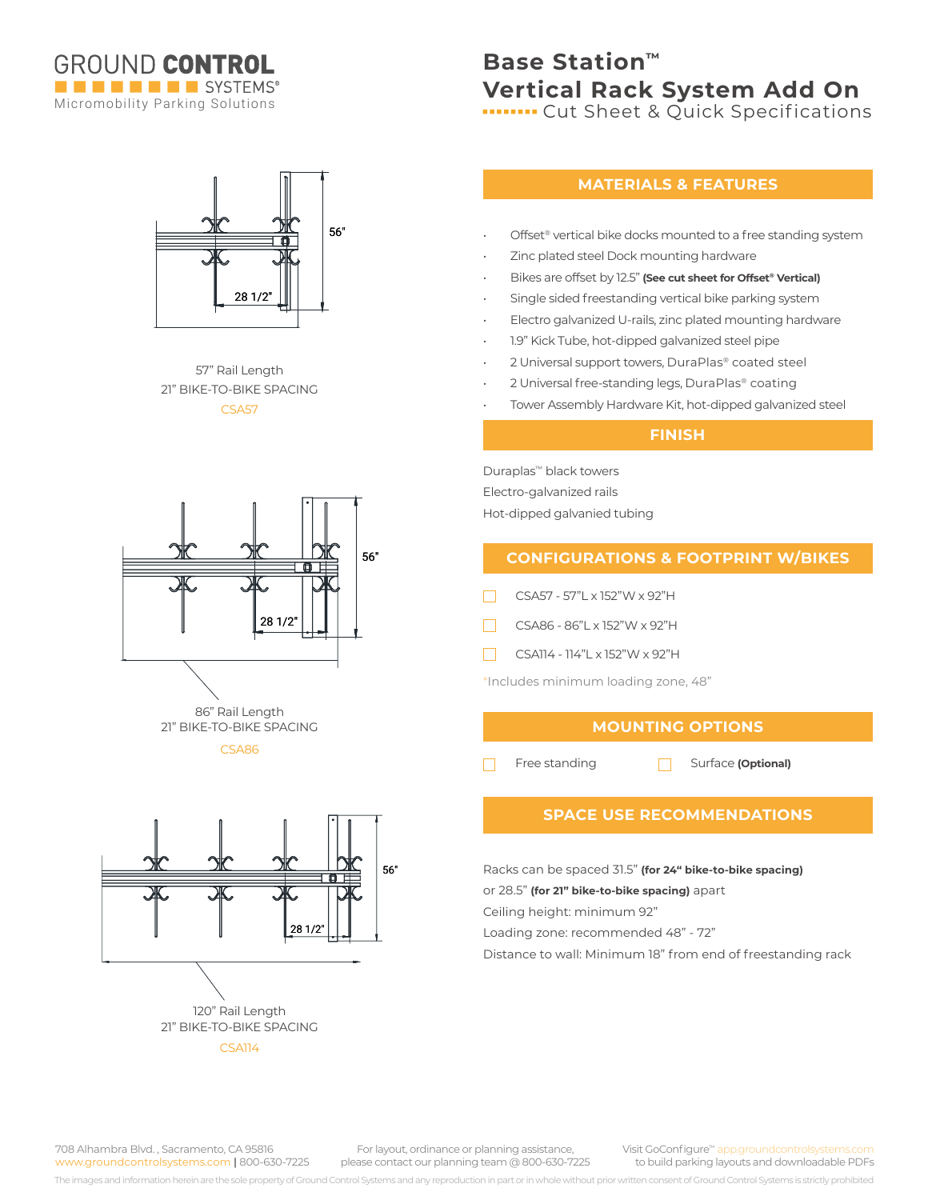GROUND CONTROL SYSTEMS®
Micromobility Parking Solutions

# Base Station™ Vertical Rack System Add On

Cut Sheet & Quick Specifications

56"

28 1/2"

57" Rail Length
21" BIKE-TO-BIKE SPACING
CSA57

56"

28 1/2"

86" Rail Length
21" BIKE-TO-BIKE SPACING
CSA86

56"

28 1/2"

120" Rail Length
21" BIKE-TO-BIKE SPACING
CSA114

## MATERIALS & FEATURES

- Offset® vertical bike docks mounted to a free standing system
- Zinc plated steel Dock mounting hardware
- Bikes are offset by 12.5" **(See cut sheet for Offset® Vertical)**
- Single sided freestanding vertical bike parking system
- Electro galvanized U-rails, zinc plated mounting hardware
- 1.9" Kick Tube, hot-dipped galvanized steel pipe
- 2 Universal support towers, DuraPlas® coated steel
- 2 Universal free-standing legs, DuraPlas® coating
- Tower Assembly Hardware Kit, hot-dipped galvanized steel

## FINISH

Duraplas™ black towers
Electro-galvanized rails
Hot-dipped galvanied tubing

## CONFIGURATIONS & FOOTPRINT W/BIKES

- ☐ CSA57 - 57"L x 152"W x 92"H
- ☐ CSA86 - 86"L x 152"W x 92"H
- ☐ CSA114 - 114"L x 152"W x 92"H

*Includes minimum loading zone, 48"

## MOUNTING OPTIONS

☐ Free standing ☐ Surface **(Optional)**

## SPACE USE RECOMMENDATIONS

Racks can be spaced 31.5" **(for 24" bike-to-bike spacing)** or 28.5" **(for 21" bike-to-bike spacing)** apart
Ceiling height: minimum 92"
Loading zone: recommended 48" - 72"
Distance to wall: Minimum 18" from end of freestanding rack

708 Alhambra Blvd. , Sacramento, CA 95816
www.groundcontrolsystems.com | 800-630-7225

For layout, ordinance or planning assistance, please contact our planning team @ 800-630-7225

Visit GoConfigure™ app.groundcontrolsystems.com to build parking layouts and downloadable PDFs

The images and information herein are the sole property of Ground Control Systems and any reproduction in part or in whole without prior written consent of Ground Control Systems is strictly prohibited